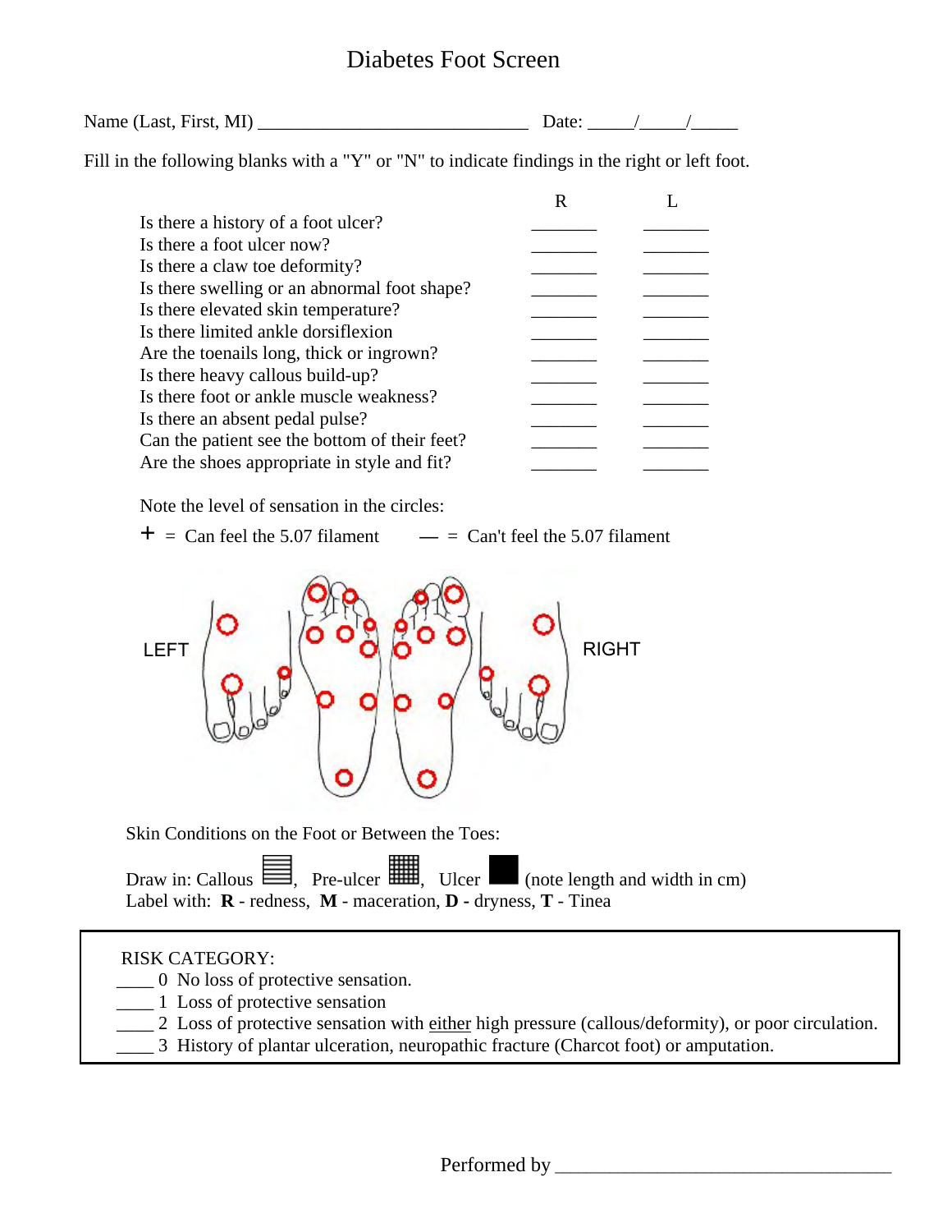# Diabetes Foot Screen

Name (Last, First, MI) ______________________________ Date: _____/_____/_____

Fill in the following blanks with a "Y" or "N" to indicate findings in the right or left foot.

| | R | L |
|---|---|---|
| Is there a history of a foot ulcer? | _______ | _______ |
| Is there a foot ulcer now? | _______ | _______ |
| Is there a claw toe deformity? | _______ | _______ |
| Is there swelling or an abnormal foot shape? | _______ | _______ |
| Is there elevated skin temperature? | _______ | _______ |
| Is there limited ankle dorsiflexion | _______ | _______ |
| Are the toenails long, thick or ingrown? | _______ | _______ |
| Is there heavy callous build-up? | _______ | _______ |
| Is there foot or ankle muscle weakness? | _______ | _______ |
| Is there an absent pedal pulse? | _______ | _______ |
| Can the patient see the bottom of their feet? | _______ | _______ |
| Are the shoes appropriate in style and fit? | _______ | _______ |

Note the level of sensation in the circles:

+ = Can feel the 5.07 filament — = Can't feel the 5.07 filament

LEFT RIGHT

Skin Conditions on the Foot or Between the Toes:

Draw in: Callous, Pre-ulcer, Ulcer (note length and width in cm)
Label with: **R** - redness, **M** - maceration, **D** - dryness, **T** - Tinea

RISK CATEGORY:

____ 0 No loss of protective sensation.
____ 1 Loss of protective sensation
____ 2 Loss of protective sensation with either high pressure (callous/deformity), or poor circulation.
____ 3 History of plantar ulceration, neuropathic fracture (Charcot foot) or amputation.

Performed by ___________________________________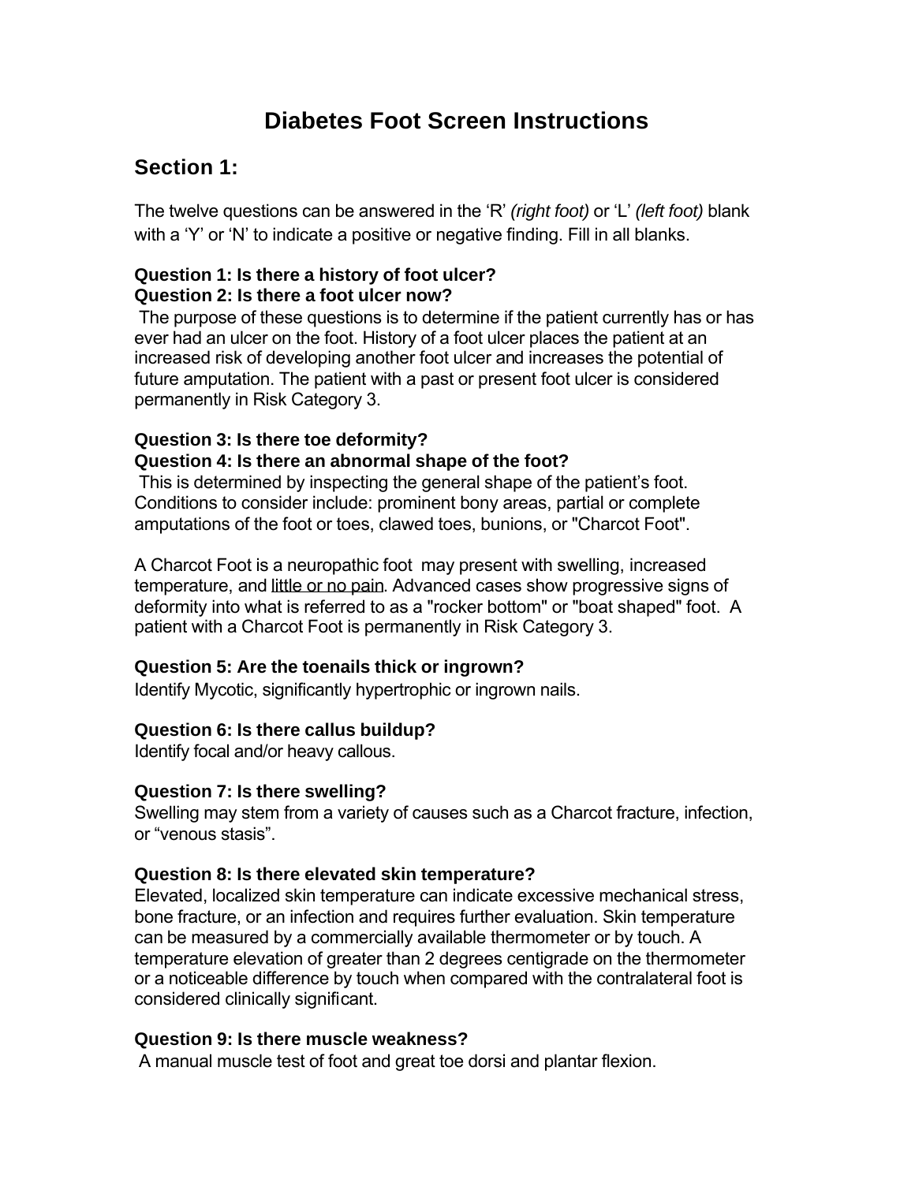# Diabetes Foot Screen Instructions

## Section 1:

The twelve questions can be answered in the 'R' *(right foot)* or 'L' *(left foot)* blank with a 'Y' or 'N' to indicate a positive or negative finding. Fill in all blanks.

**Question 1: Is there a history of foot ulcer?**
**Question 2: Is there a foot ulcer now?**

The purpose of these questions is to determine if the patient currently has or has ever had an ulcer on the foot. History of a foot ulcer places the patient at an increased risk of developing another foot ulcer and increases the potential of future amputation. The patient with a past or present foot ulcer is considered permanently in Risk Category 3.

**Question 3: Is there toe deformity?**
**Question 4: Is there an abnormal shape of the foot?**

This is determined by inspecting the general shape of the patient's foot. Conditions to consider include: prominent bony areas, partial or complete amputations of the foot or toes, clawed toes, bunions, or "Charcot Foot".

A Charcot Foot is a neuropathic foot may present with swelling, increased temperature, and little or no pain. Advanced cases show progressive signs of deformity into what is referred to as a "rocker bottom" or "boat shaped" foot. A patient with a Charcot Foot is permanently in Risk Category 3.

**Question 5: Are the toenails thick or ingrown?**

Identify Mycotic, significantly hypertrophic or ingrown nails.

**Question 6: Is there callus buildup?**

Identify focal and/or heavy callous.

**Question 7: Is there swelling?**

Swelling may stem from a variety of causes such as a Charcot fracture, infection, or "venous stasis".

**Question 8: Is there elevated skin temperature?**

Elevated, localized skin temperature can indicate excessive mechanical stress, bone fracture, or an infection and requires further evaluation. Skin temperature can be measured by a commercially available thermometer or by touch. A temperature elevation of greater than 2 degrees centigrade on the thermometer or a noticeable difference by touch when compared with the contralateral foot is considered clinically significant.

**Question 9: Is there muscle weakness?**

A manual muscle test of foot and great toe dorsi and plantar flexion.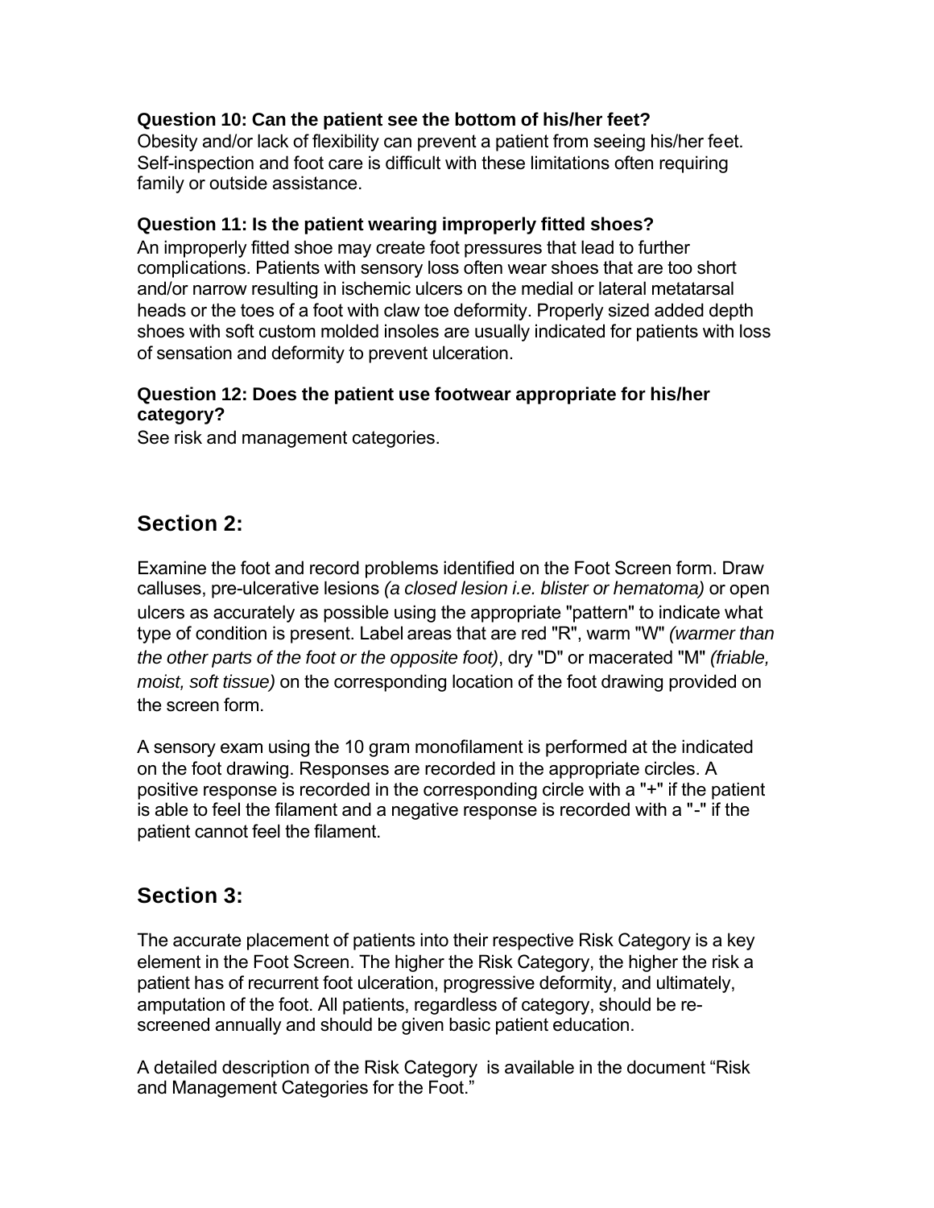**Question 10: Can the patient see the bottom of his/her feet?**

Obesity and/or lack of flexibility can prevent a patient from seeing his/her feet. Self-inspection and foot care is difficult with these limitations often requiring family or outside assistance.

**Question 11: Is the patient wearing improperly fitted shoes?**

An improperly fitted shoe may create foot pressures that lead to further complications. Patients with sensory loss often wear shoes that are too short and/or narrow resulting in ischemic ulcers on the medial or lateral metatarsal heads or the toes of a foot with claw toe deformity. Properly sized added depth shoes with soft custom molded insoles are usually indicated for patients with loss of sensation and deformity to prevent ulceration.

**Question 12: Does the patient use footwear appropriate for his/her category?**

See risk and management categories.

## Section 2:

Examine the foot and record problems identified on the Foot Screen form. Draw calluses, pre-ulcerative lesions *(a closed lesion i.e. blister or hematoma)* or open ulcers as accurately as possible using the appropriate "pattern" to indicate what type of condition is present. Label areas that are red "R", warm "W" *(warmer than the other parts of the foot or the opposite foot)*, dry "D" or macerated "M" *(friable, moist, soft tissue)* on the corresponding location of the foot drawing provided on the screen form.

A sensory exam using the 10 gram monofilament is performed at the indicated on the foot drawing. Responses are recorded in the appropriate circles. A positive response is recorded in the corresponding circle with a "+" if the patient is able to feel the filament and a negative response is recorded with a "-" if the patient cannot feel the filament.

## Section 3:

The accurate placement of patients into their respective Risk Category is a key element in the Foot Screen. The higher the Risk Category, the higher the risk a patient has of recurrent foot ulceration, progressive deformity, and ultimately, amputation of the foot. All patients, regardless of category, should be re-screened annually and should be given basic patient education.

A detailed description of the Risk Category is available in the document "Risk and Management Categories for the Foot."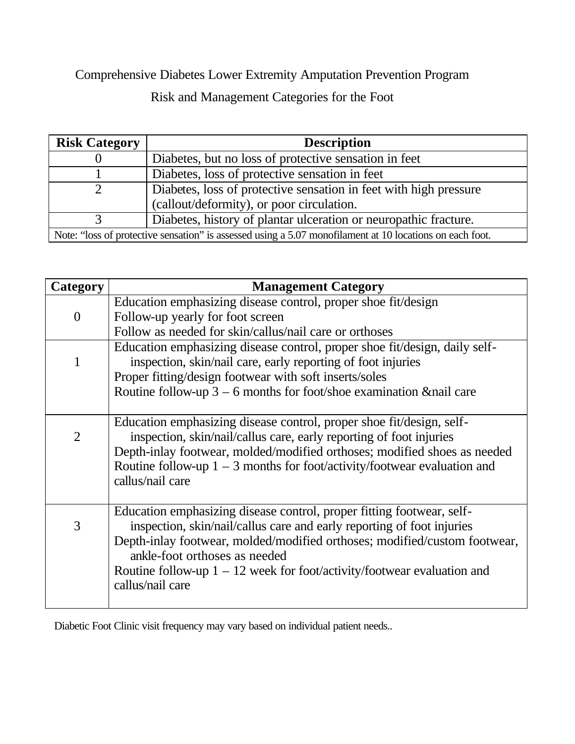Comprehensive Diabetes Lower Extremity Amputation Prevention Program

Risk and Management Categories for the Foot

| Risk Category | Description |
|---|---|
| 0 | Diabetes, but no loss of protective sensation in feet |
| 1 | Diabetes, loss of protective sensation in feet |
| 2 | Diabetes, loss of protective sensation in feet with high pressure (callout/deformity), or poor circulation. |
| 3 | Diabetes, history of plantar ulceration or neuropathic fracture. |
| Note: "loss of protective sensation" is assessed using a 5.07 monofilament at 10 locations on each foot. | |

| Category | Management Category |
|---|---|
| 0 | Education emphasizing disease control, proper shoe fit/design<br>Follow-up yearly for foot screen<br>Follow as needed for skin/callus/nail care or orthoses |
| 1 | Education emphasizing disease control, proper shoe fit/design, daily self-inspection, skin/nail care, early reporting of foot injuries<br>Proper fitting/design footwear with soft inserts/soles<br>Routine follow-up 3 – 6 months for foot/shoe examination &nail care |
| 2 | Education emphasizing disease control, proper shoe fit/design, self-inspection, skin/nail/callus care, early reporting of foot injuries<br>Depth-inlay footwear, molded/modified orthoses; modified shoes as needed<br>Routine follow-up 1 – 3 months for foot/activity/footwear evaluation and callus/nail care |
| 3 | Education emphasizing disease control, proper fitting footwear, self-inspection, skin/nail/callus care and early reporting of foot injuries<br>Depth-inlay footwear, molded/modified orthoses; modified/custom footwear, ankle-foot orthoses as needed<br>Routine follow-up 1 – 12 week for foot/activity/footwear evaluation and callus/nail care |

Diabetic Foot Clinic visit frequency may vary based on individual patient needs..